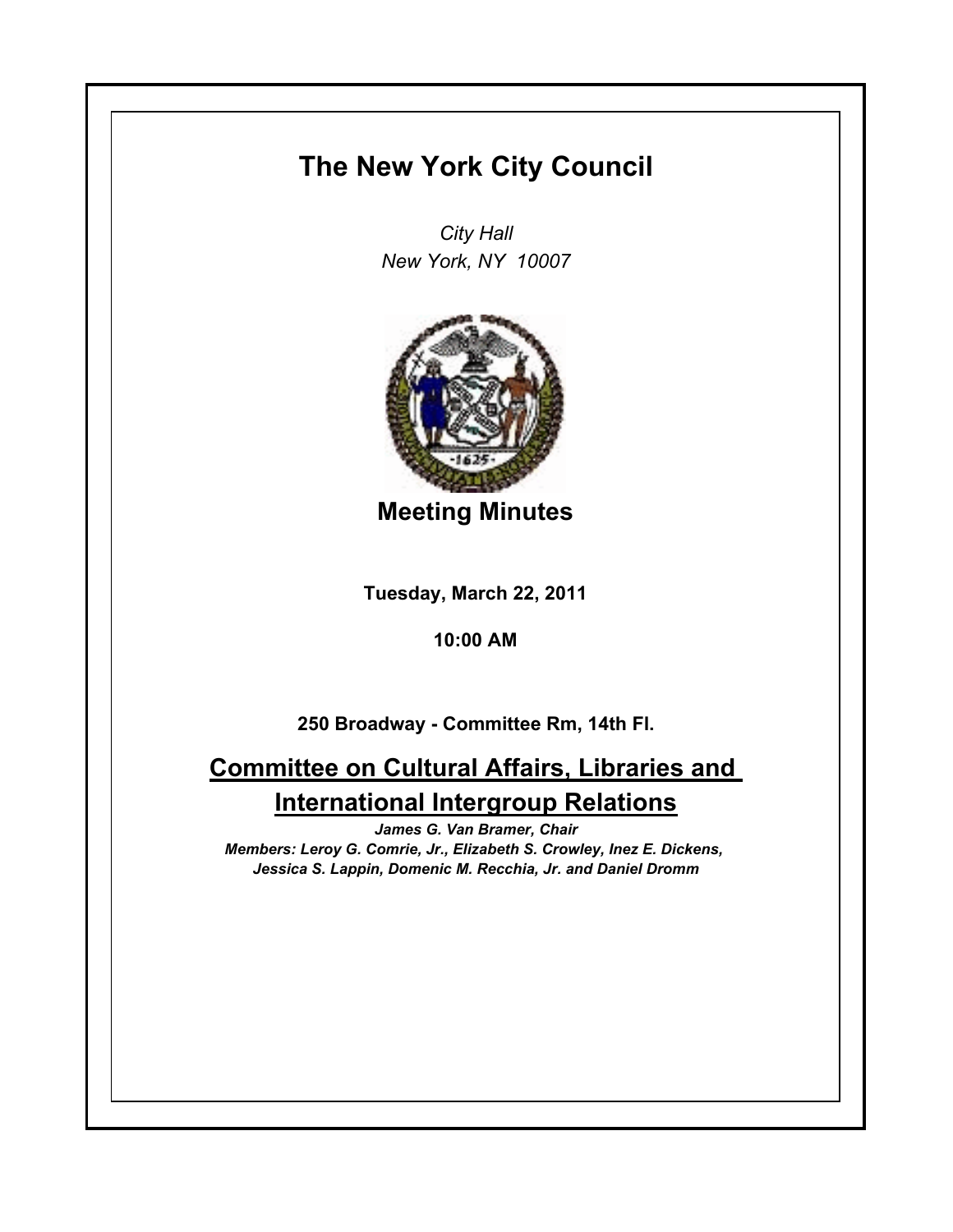# The New York City Council

*City Hall*
*New York, NY 10007*

## Meeting Minutes

**Tuesday, March 22, 2011**

**10:00 AM**

**250 Broadway - Committee Rm, 14th Fl.**

## Committee on Cultural Affairs, Libraries and International Intergroup Relations

***James G. Van Bramer, Chair***
***Members: Leroy G. Comrie, Jr., Elizabeth S. Crowley, Inez E. Dickens, Jessica S. Lappin, Domenic M. Recchia, Jr. and Daniel Dromm***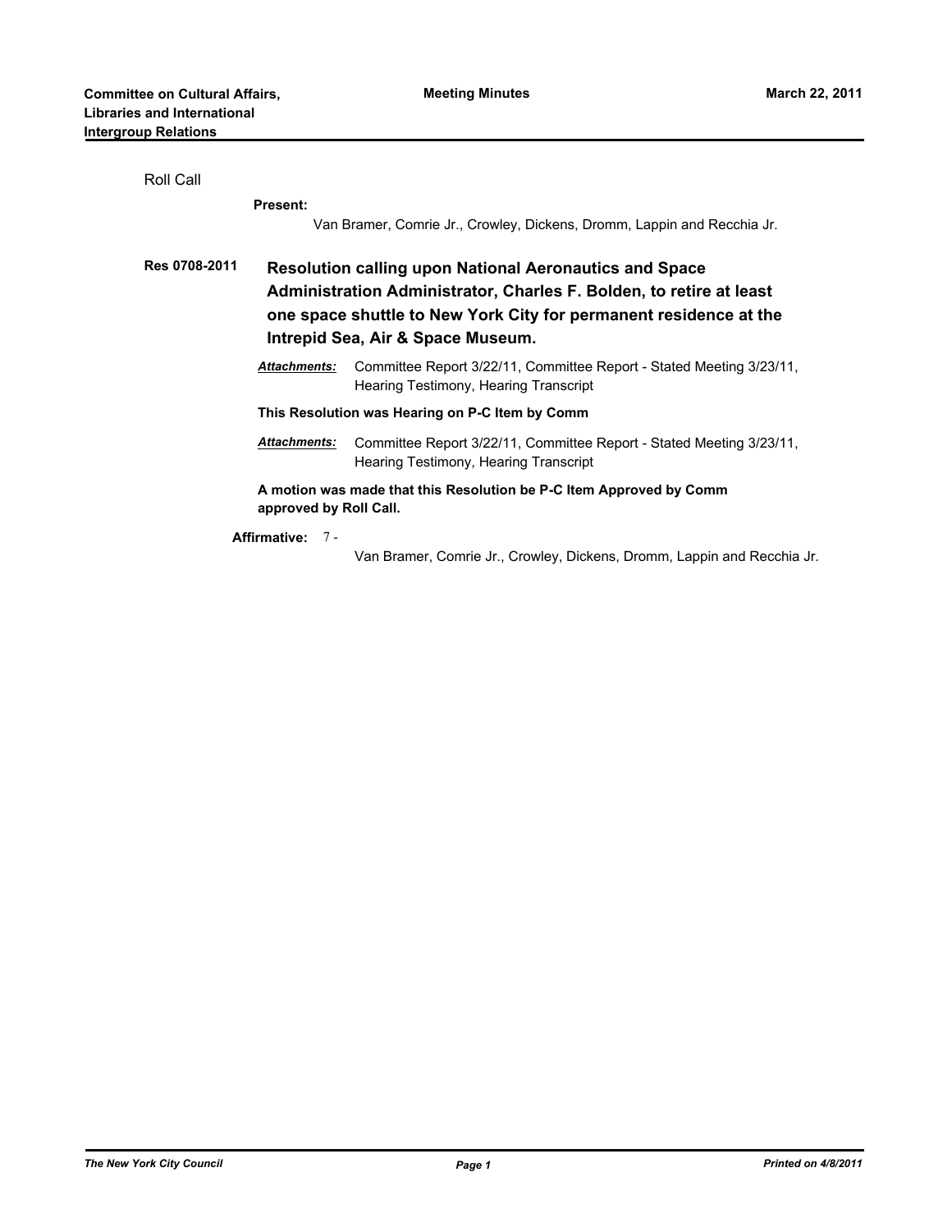Roll Call

**Present:**

Van Bramer, Comrie Jr., Crowley, Dickens, Dromm, Lappin and Recchia Jr.

**Res 0708-2011** **Resolution calling upon National Aeronautics and Space Administration Administrator, Charles F. Bolden, to retire at least one space shuttle to New York City for permanent residence at the Intrepid Sea, Air & Space Museum.**

***Attachments:*** Committee Report 3/22/11, Committee Report - Stated Meeting 3/23/11, Hearing Testimony, Hearing Transcript

**This Resolution was Hearing on P-C Item by Comm**

***Attachments:*** Committee Report 3/22/11, Committee Report - Stated Meeting 3/23/11, Hearing Testimony, Hearing Transcript

**A motion was made that this Resolution be P-C Item Approved by Comm approved by Roll Call.**

**Affirmative:** 7 -

Van Bramer, Comrie Jr., Crowley, Dickens, Dromm, Lappin and Recchia Jr.